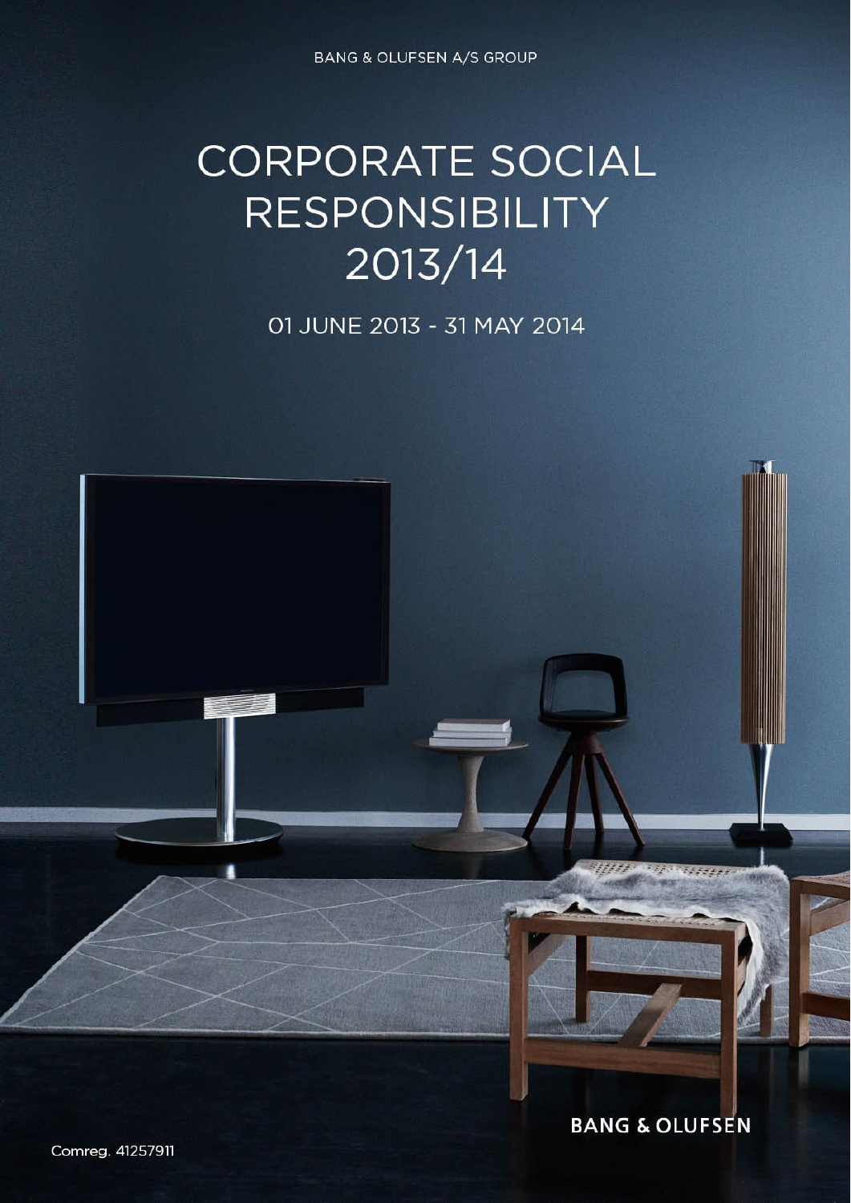BANG & OLUFSEN A/S GROUP

# CORPORATE SOCIAL RESPONSIBILITY 2013/14

01 JUNE 2013 - 31 MAY 2014

BANG & OLUFSEN

Comreg. 41257911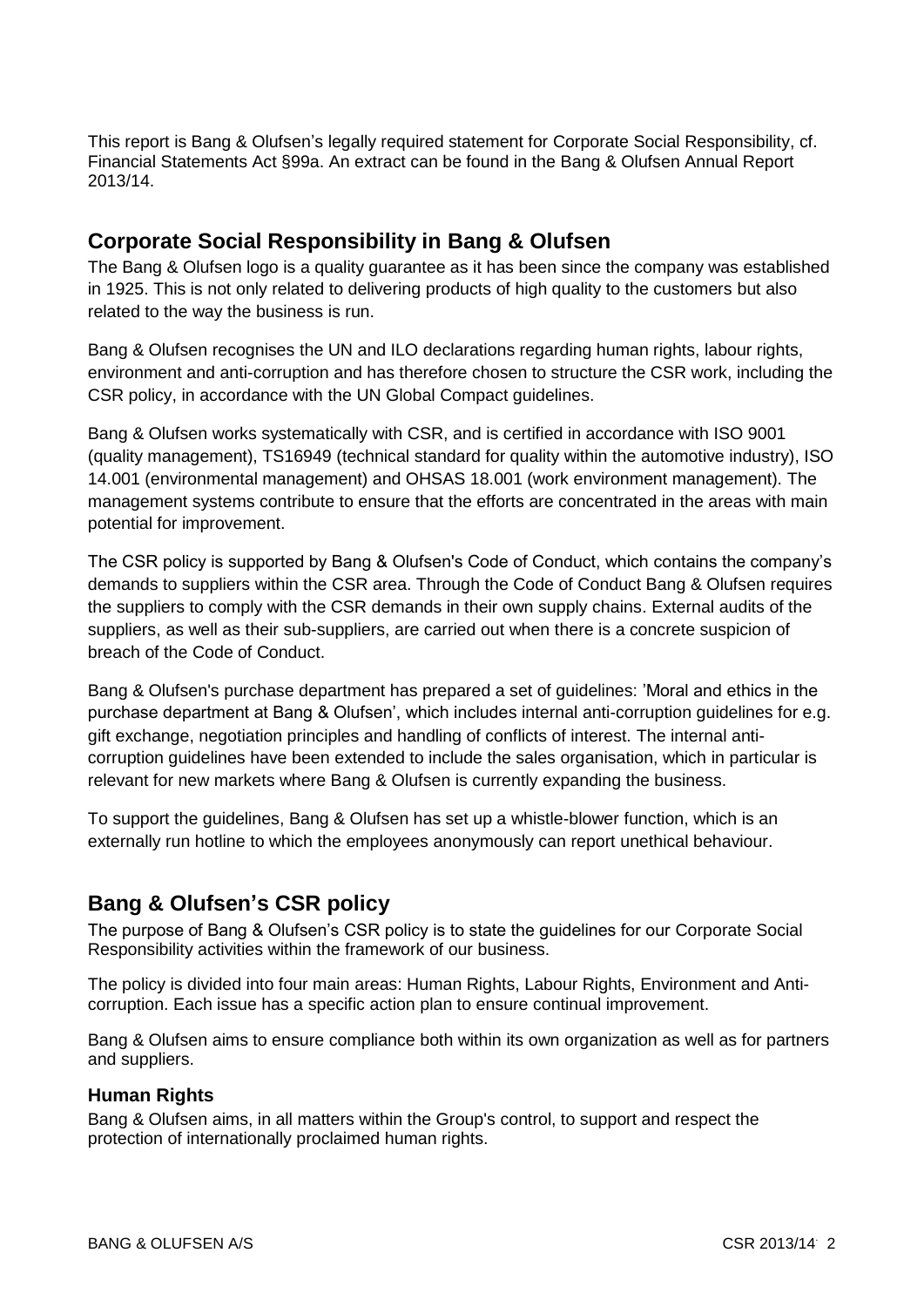This report is Bang & Olufsen’s legally required statement for Corporate Social Responsibility, cf. Financial Statements Act §99a. An extract can be found in the Bang & Olufsen Annual Report 2013/14.

## Corporate Social Responsibility in Bang & Olufsen

The Bang & Olufsen logo is a quality guarantee as it has been since the company was established in 1925. This is not only related to delivering products of high quality to the customers but also related to the way the business is run.

Bang & Olufsen recognises the UN and ILO declarations regarding human rights, labour rights, environment and anti-corruption and has therefore chosen to structure the CSR work, including the CSR policy, in accordance with the UN Global Compact guidelines.

Bang & Olufsen works systematically with CSR, and is certified in accordance with ISO 9001 (quality management), TS16949 (technical standard for quality within the automotive industry), ISO 14.001 (environmental management) and OHSAS 18.001 (work environment management). The management systems contribute to ensure that the efforts are concentrated in the areas with main potential for improvement.

The CSR policy is supported by Bang & Olufsen's Code of Conduct, which contains the company’s demands to suppliers within the CSR area. Through the Code of Conduct Bang & Olufsen requires the suppliers to comply with the CSR demands in their own supply chains. External audits of the suppliers, as well as their sub-suppliers, are carried out when there is a concrete suspicion of breach of the Code of Conduct.

Bang & Olufsen's purchase department has prepared a set of guidelines: ’Moral and ethics in the purchase department at Bang & Olufsen’, which includes internal anti-corruption guidelines for e.g. gift exchange, negotiation principles and handling of conflicts of interest. The internal anti-corruption guidelines have been extended to include the sales organisation, which in particular is relevant for new markets where Bang & Olufsen is currently expanding the business.

To support the guidelines, Bang & Olufsen has set up a whistle-blower function, which is an externally run hotline to which the employees anonymously can report unethical behaviour.

## Bang & Olufsen’s CSR policy

The purpose of Bang & Olufsen’s CSR policy is to state the guidelines for our Corporate Social Responsibility activities within the framework of our business.

The policy is divided into four main areas: Human Rights, Labour Rights, Environment and Anti-corruption. Each issue has a specific action plan to ensure continual improvement.

Bang & Olufsen aims to ensure compliance both within its own organization as well as for partners and suppliers.

### Human Rights

Bang & Olufsen aims, in all matters within the Group's control, to support and respect the protection of internationally proclaimed human rights.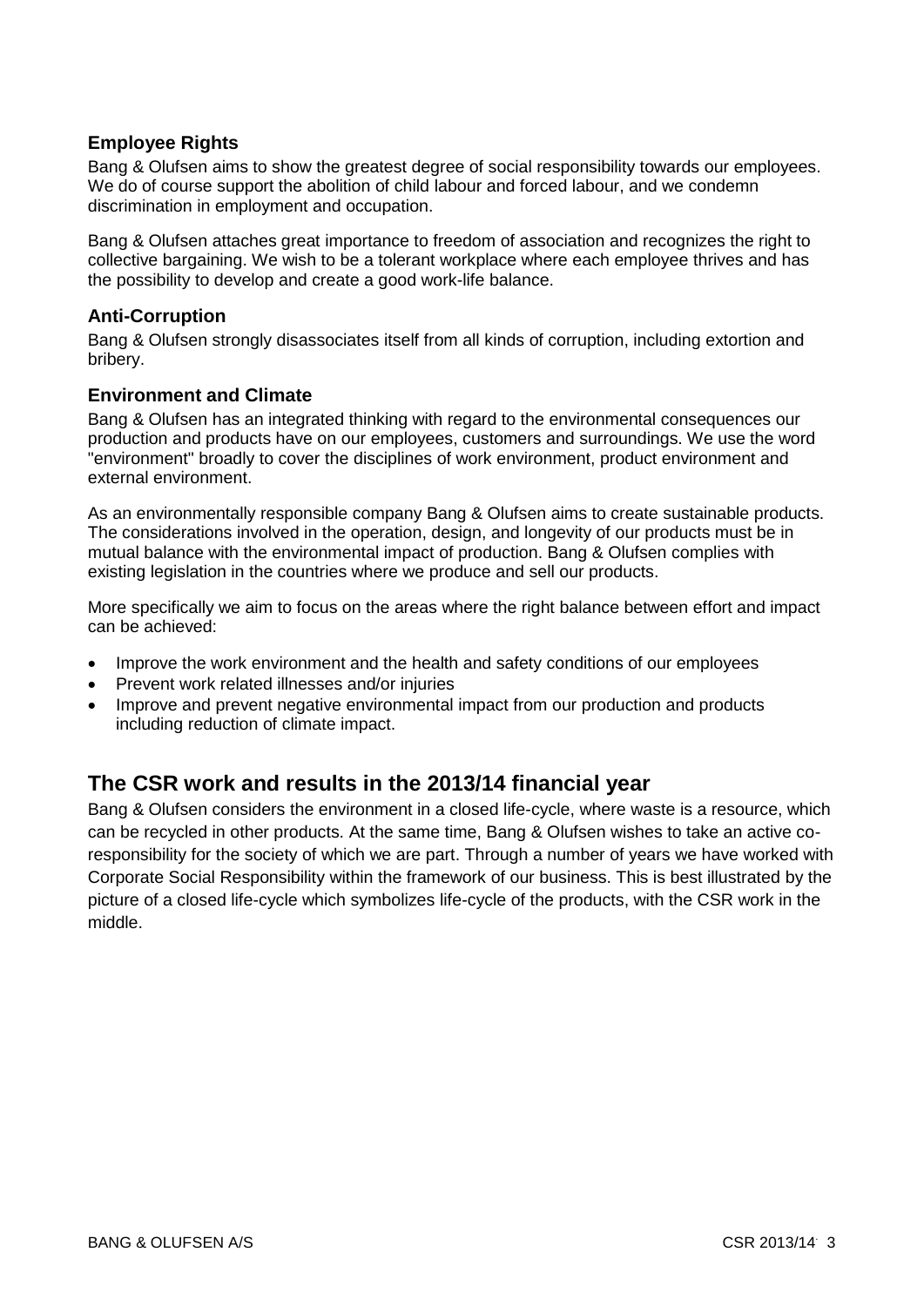### Employee Rights

Bang & Olufsen aims to show the greatest degree of social responsibility towards our employees. We do of course support the abolition of child labour and forced labour, and we condemn discrimination in employment and occupation.

Bang & Olufsen attaches great importance to freedom of association and recognizes the right to collective bargaining. We wish to be a tolerant workplace where each employee thrives and has the possibility to develop and create a good work-life balance.

### Anti-Corruption

Bang & Olufsen strongly disassociates itself from all kinds of corruption, including extortion and bribery.

### Environment and Climate

Bang & Olufsen has an integrated thinking with regard to the environmental consequences our production and products have on our employees, customers and surroundings. We use the word "environment" broadly to cover the disciplines of work environment, product environment and external environment.

As an environmentally responsible company Bang & Olufsen aims to create sustainable products. The considerations involved in the operation, design, and longevity of our products must be in mutual balance with the environmental impact of production. Bang & Olufsen complies with existing legislation in the countries where we produce and sell our products.

More specifically we aim to focus on the areas where the right balance between effort and impact can be achieved:

- Improve the work environment and the health and safety conditions of our employees
- Prevent work related illnesses and/or injuries
- Improve and prevent negative environmental impact from our production and products including reduction of climate impact.

## The CSR work and results in the 2013/14 financial year

Bang & Olufsen considers the environment in a closed life-cycle, where waste is a resource, which can be recycled in other products. At the same time, Bang & Olufsen wishes to take an active co-responsibility for the society of which we are part. Through a number of years we have worked with Corporate Social Responsibility within the framework of our business. This is best illustrated by the picture of a closed life-cycle which symbolizes life-cycle of the products, with the CSR work in the middle.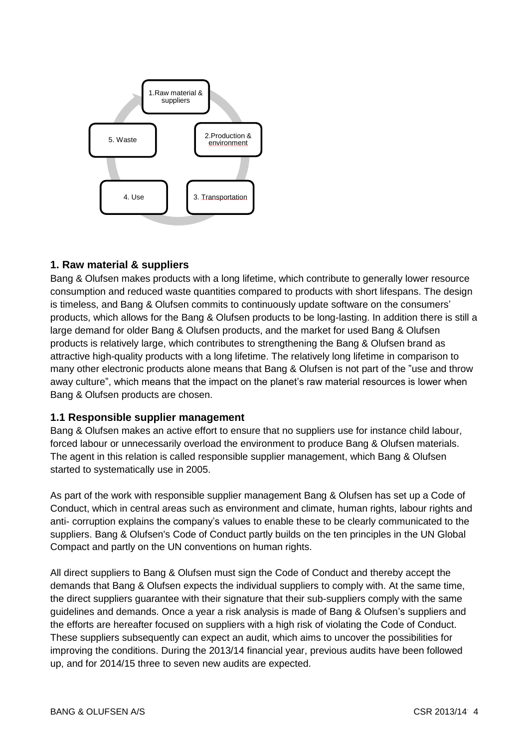1. Raw material & suppliers
2. Production & environment
3. Transportation
4. Use
5. Waste

## 1. Raw material & suppliers

Bang & Olufsen makes products with a long lifetime, which contribute to generally lower resource consumption and reduced waste quantities compared to products with short lifespans. The design is timeless, and Bang & Olufsen commits to continuously update software on the consumers' products, which allows for the Bang & Olufsen products to be long-lasting. In addition there is still a large demand for older Bang & Olufsen products, and the market for used Bang & Olufsen products is relatively large, which contributes to strengthening the Bang & Olufsen brand as attractive high-quality products with a long lifetime. The relatively long lifetime in comparison to many other electronic products alone means that Bang & Olufsen is not part of the "use and throw away culture", which means that the impact on the planet's raw material resources is lower when Bang & Olufsen products are chosen.

### 1.1 Responsible supplier management

Bang & Olufsen makes an active effort to ensure that no suppliers use for instance child labour, forced labour or unnecessarily overload the environment to produce Bang & Olufsen materials. The agent in this relation is called responsible supplier management, which Bang & Olufsen started to systematically use in 2005.

As part of the work with responsible supplier management Bang & Olufsen has set up a Code of Conduct, which in central areas such as environment and climate, human rights, labour rights and anti- corruption explains the company's values to enable these to be clearly communicated to the suppliers. Bang & Olufsen's Code of Conduct partly builds on the ten principles in the UN Global Compact and partly on the UN conventions on human rights.

All direct suppliers to Bang & Olufsen must sign the Code of Conduct and thereby accept the demands that Bang & Olufsen expects the individual suppliers to comply with. At the same time, the direct suppliers guarantee with their signature that their sub-suppliers comply with the same guidelines and demands. Once a year a risk analysis is made of Bang & Olufsen's suppliers and the efforts are hereafter focused on suppliers with a high risk of violating the Code of Conduct. These suppliers subsequently can expect an audit, which aims to uncover the possibilities for improving the conditions. During the 2013/14 financial year, previous audits have been followed up, and for 2014/15 three to seven new audits are expected.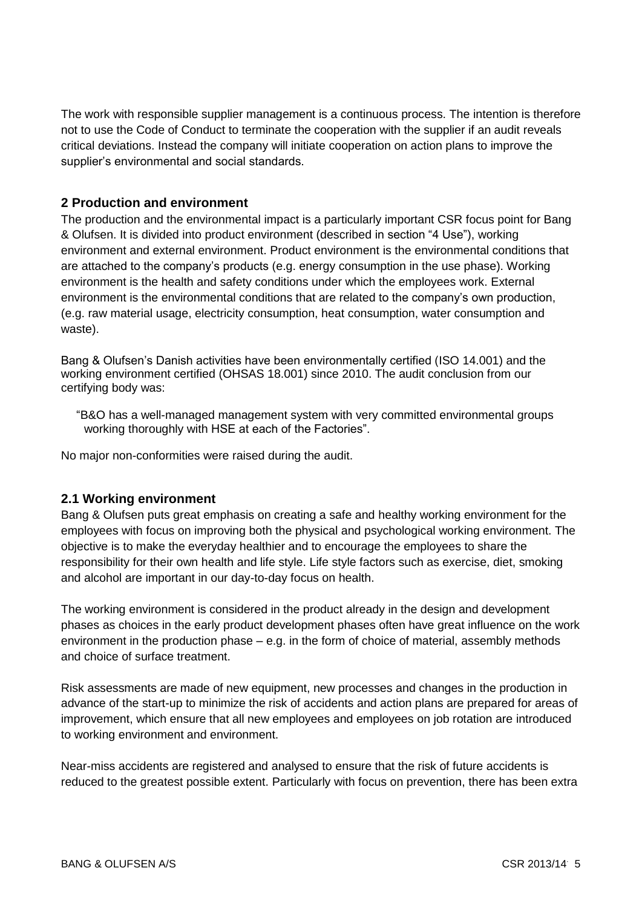The work with responsible supplier management is a continuous process. The intention is therefore not to use the Code of Conduct to terminate the cooperation with the supplier if an audit reveals critical deviations. Instead the company will initiate cooperation on action plans to improve the supplier's environmental and social standards.

## 2 Production and environment

The production and the environmental impact is a particularly important CSR focus point for Bang & Olufsen. It is divided into product environment (described in section "4 Use"), working environment and external environment. Product environment is the environmental conditions that are attached to the company's products (e.g. energy consumption in the use phase). Working environment is the health and safety conditions under which the employees work. External environment is the environmental conditions that are related to the company's own production, (e.g. raw material usage, electricity consumption, heat consumption, water consumption and waste).

Bang & Olufsen's Danish activities have been environmentally certified (ISO 14.001) and the working environment certified (OHSAS 18.001) since 2010. The audit conclusion from our certifying body was:

> "B&O has a well-managed management system with very committed environmental groups working thoroughly with HSE at each of the Factories".

No major non-conformities were raised during the audit.

### 2.1 Working environment

Bang & Olufsen puts great emphasis on creating a safe and healthy working environment for the employees with focus on improving both the physical and psychological working environment. The objective is to make the everyday healthier and to encourage the employees to share the responsibility for their own health and life style. Life style factors such as exercise, diet, smoking and alcohol are important in our day-to-day focus on health.

The working environment is considered in the product already in the design and development phases as choices in the early product development phases often have great influence on the work environment in the production phase – e.g. in the form of choice of material, assembly methods and choice of surface treatment.

Risk assessments are made of new equipment, new processes and changes in the production in advance of the start-up to minimize the risk of accidents and action plans are prepared for areas of improvement, which ensure that all new employees and employees on job rotation are introduced to working environment and environment.

Near-miss accidents are registered and analysed to ensure that the risk of future accidents is reduced to the greatest possible extent. Particularly with focus on prevention, there has been extra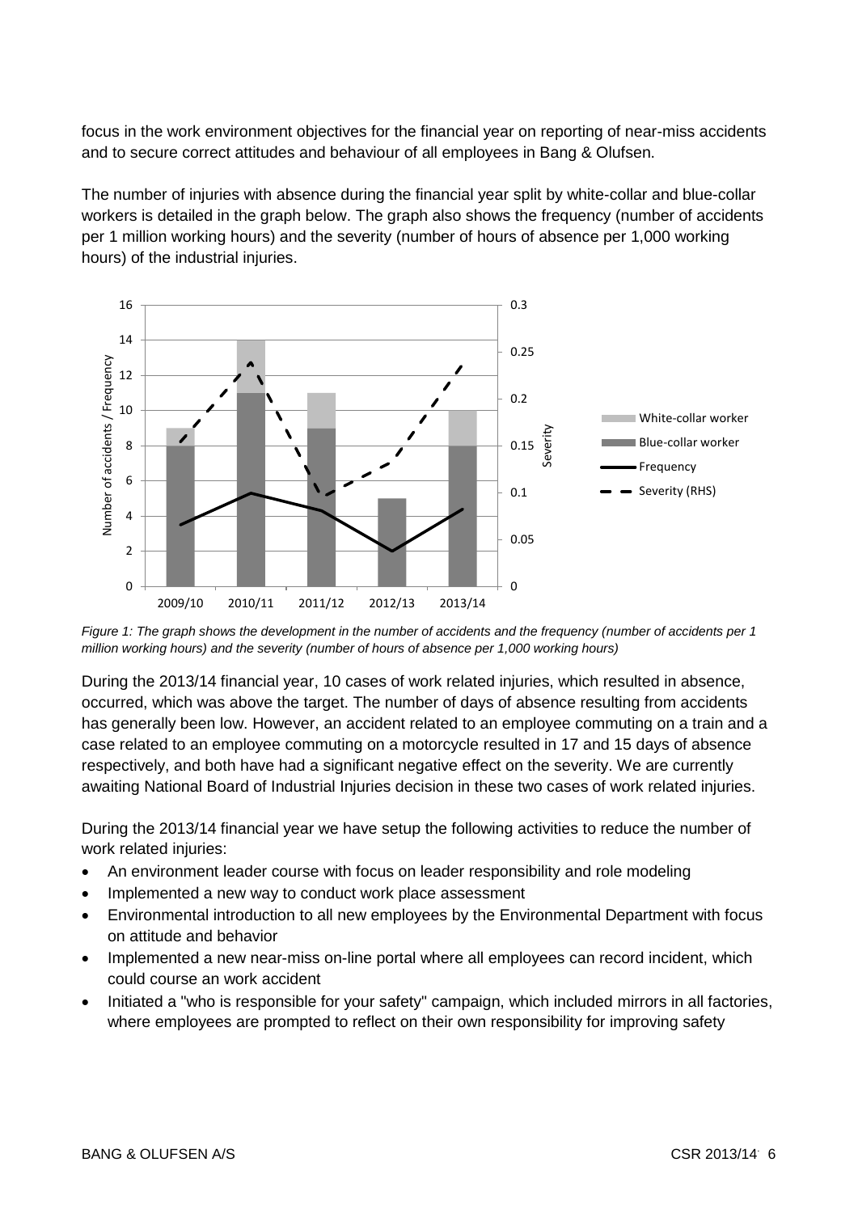focus in the work environment objectives for the financial year on reporting of near-miss accidents and to secure correct attitudes and behaviour of all employees in Bang & Olufsen.

The number of injuries with absence during the financial year split by white-collar and blue-collar workers is detailed in the graph below. The graph also shows the frequency (number of accidents per 1 million working hours) and the severity (number of hours of absence per 1,000 working hours) of the industrial injuries.

*Figure 1: The graph shows the development in the number of accidents and the frequency (number of accidents per 1 million working hours) and the severity (number of hours of absence per 1,000 working hours)*

During the 2013/14 financial year, 10 cases of work related injuries, which resulted in absence, occurred, which was above the target. The number of days of absence resulting from accidents has generally been low. However, an accident related to an employee commuting on a train and a case related to an employee commuting on a motorcycle resulted in 17 and 15 days of absence respectively, and both have had a significant negative effect on the severity. We are currently awaiting National Board of Industrial Injuries decision in these two cases of work related injuries.

During the 2013/14 financial year we have setup the following activities to reduce the number of work related injuries:

- An environment leader course with focus on leader responsibility and role modeling
- Implemented a new way to conduct work place assessment
- Environmental introduction to all new employees by the Environmental Department with focus on attitude and behavior
- Implemented a new near-miss on-line portal where all employees can record incident, which could course an work accident
- Initiated a "who is responsible for your safety" campaign, which included mirrors in all factories, where employees are prompted to reflect on their own responsibility for improving safety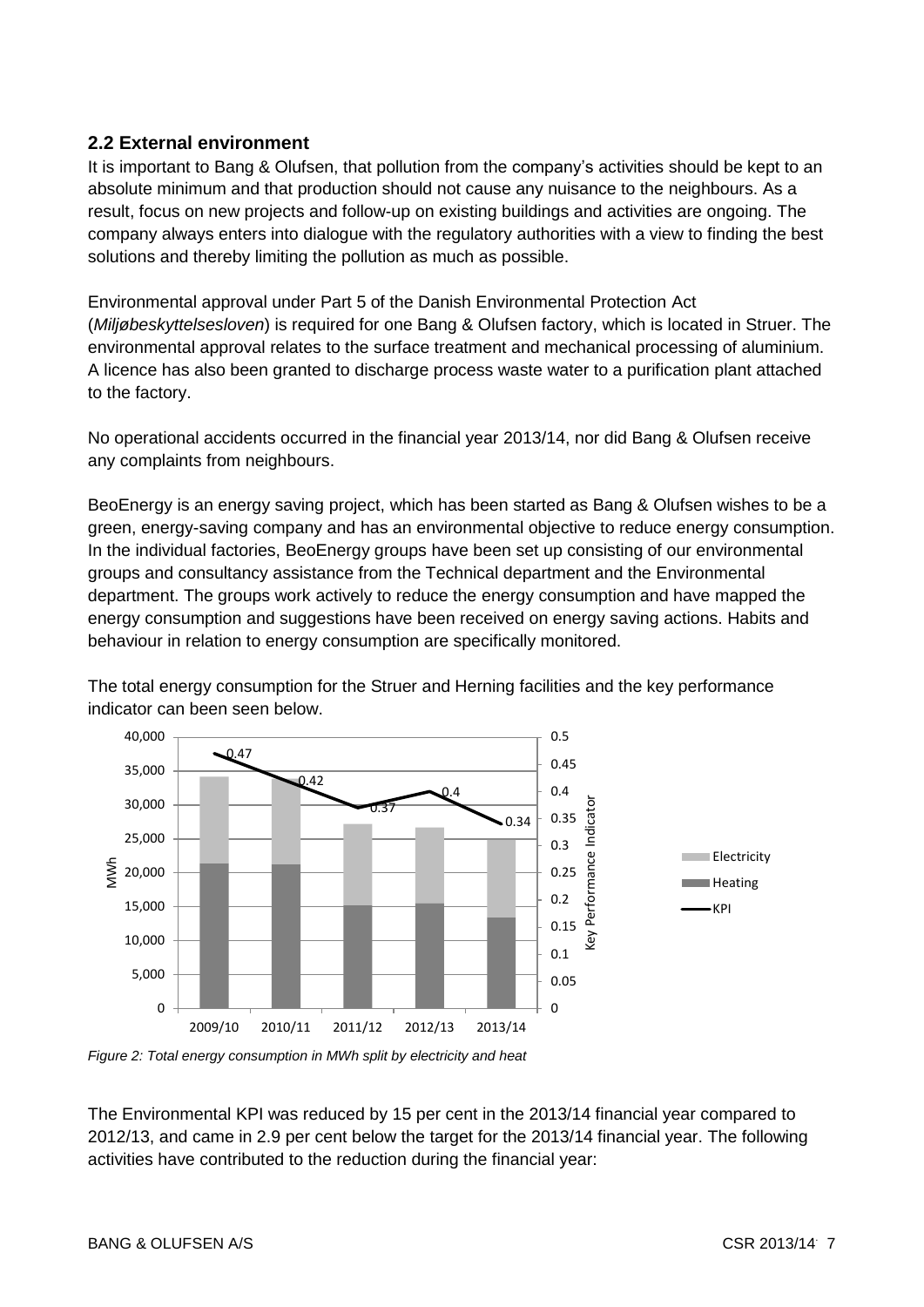## 2.2 External environment

It is important to Bang & Olufsen, that pollution from the company's activities should be kept to an absolute minimum and that production should not cause any nuisance to the neighbours. As a result, focus on new projects and follow-up on existing buildings and activities are ongoing. The company always enters into dialogue with the regulatory authorities with a view to finding the best solutions and thereby limiting the pollution as much as possible.

Environmental approval under Part 5 of the Danish Environmental Protection Act (*Miljøbeskyttelsesloven*) is required for one Bang & Olufsen factory, which is located in Struer. The environmental approval relates to the surface treatment and mechanical processing of aluminium. A licence has also been granted to discharge process waste water to a purification plant attached to the factory.

No operational accidents occurred in the financial year 2013/14, nor did Bang & Olufsen receive any complaints from neighbours.

BeoEnergy is an energy saving project, which has been started as Bang & Olufsen wishes to be a green, energy-saving company and has an environmental objective to reduce energy consumption. In the individual factories, BeoEnergy groups have been set up consisting of our environmental groups and consultancy assistance from the Technical department and the Environmental department. The groups work actively to reduce the energy consumption and have mapped the energy consumption and suggestions have been received on energy saving actions. Habits and behaviour in relation to energy consumption are specifically monitored.

The total energy consumption for the Struer and Herning facilities and the key performance indicator can been seen below.

| | 2009/10 | 2010/11 | 2011/12 | 2012/13 | 2013/14 |
|---|---|---|---|---|---|
| KPI | 0.47 | 0.42 | 0.37 | 0.4 | 0.34 |

*Figure 2: Total energy consumption in MWh split by electricity and heat*

The Environmental KPI was reduced by 15 per cent in the 2013/14 financial year compared to 2012/13, and came in 2.9 per cent below the target for the 2013/14 financial year. The following activities have contributed to the reduction during the financial year: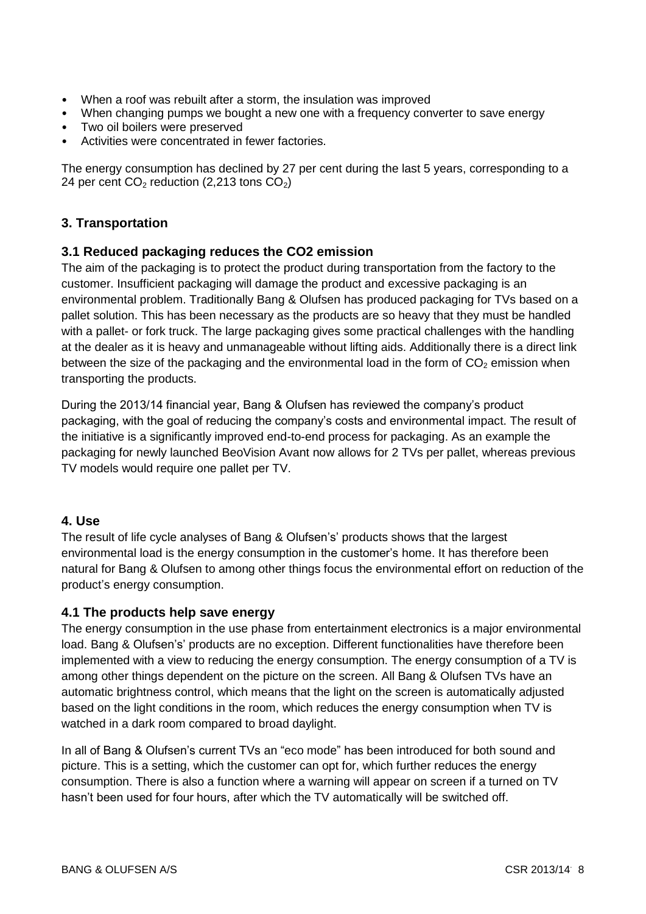- When a roof was rebuilt after a storm, the insulation was improved
- When changing pumps we bought a new one with a frequency converter to save energy
- Two oil boilers were preserved
- Activities were concentrated in fewer factories.

The energy consumption has declined by 27 per cent during the last 5 years, corresponding to a 24 per cent $CO_2$ reduction (2,213 tons $CO_2$)

## 3. Transportation

### 3.1 Reduced packaging reduces the CO2 emission

The aim of the packaging is to protect the product during transportation from the factory to the customer. Insufficient packaging will damage the product and excessive packaging is an environmental problem. Traditionally Bang & Olufsen has produced packaging for TVs based on a pallet solution. This has been necessary as the products are so heavy that they must be handled with a pallet- or fork truck. The large packaging gives some practical challenges with the handling at the dealer as it is heavy and unmanageable without lifting aids. Additionally there is a direct link between the size of the packaging and the environmental load in the form of $CO_2$ emission when transporting the products.

During the 2013/14 financial year, Bang & Olufsen has reviewed the company's product packaging, with the goal of reducing the company's costs and environmental impact. The result of the initiative is a significantly improved end-to-end process for packaging. As an example the packaging for newly launched BeoVision Avant now allows for 2 TVs per pallet, whereas previous TV models would require one pallet per TV.

## 4. Use

The result of life cycle analyses of Bang & Olufsen's' products shows that the largest environmental load is the energy consumption in the customer's home. It has therefore been natural for Bang & Olufsen to among other things focus the environmental effort on reduction of the product's energy consumption.

### 4.1 The products help save energy

The energy consumption in the use phase from entertainment electronics is a major environmental load. Bang & Olufsen's' products are no exception. Different functionalities have therefore been implemented with a view to reducing the energy consumption. The energy consumption of a TV is among other things dependent on the picture on the screen. All Bang & Olufsen TVs have an automatic brightness control, which means that the light on the screen is automatically adjusted based on the light conditions in the room, which reduces the energy consumption when TV is watched in a dark room compared to broad daylight.

In all of Bang & Olufsen's current TVs an "eco mode" has been introduced for both sound and picture. This is a setting, which the customer can opt for, which further reduces the energy consumption. There is also a function where a warning will appear on screen if a turned on TV hasn't been used for four hours, after which the TV automatically will be switched off.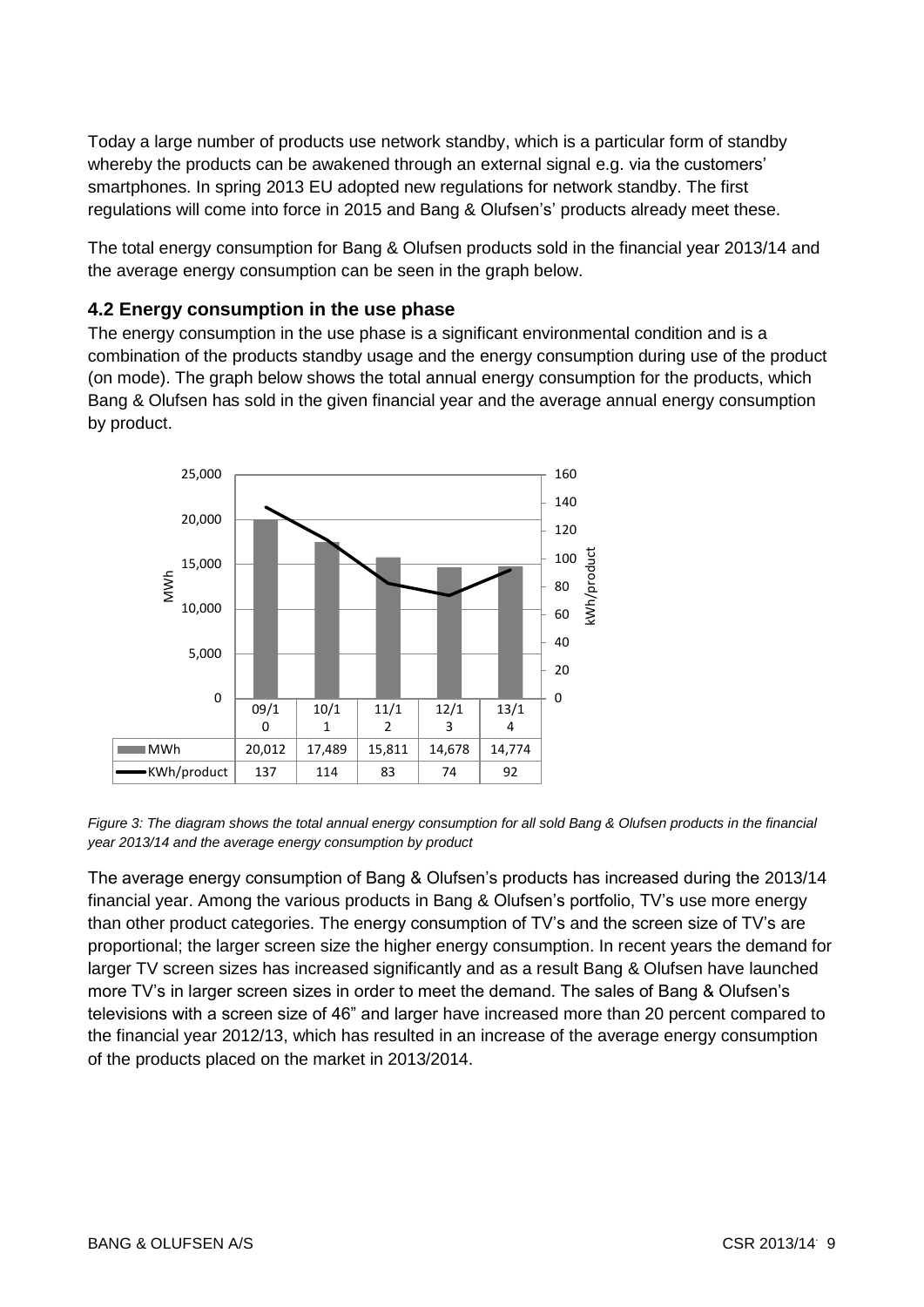Today a large number of products use network standby, which is a particular form of standby whereby the products can be awakened through an external signal e.g. via the customers' smartphones. In spring 2013 EU adopted new regulations for network standby. The first regulations will come into force in 2015 and Bang & Olufsen's' products already meet these.

The total energy consumption for Bang & Olufsen products sold in the financial year 2013/14 and the average energy consumption can be seen in the graph below.

### 4.2 Energy consumption in the use phase

The energy consumption in the use phase is a significant environmental condition and is a combination of the products standby usage and the energy consumption during use of the product (on mode). The graph below shows the total annual energy consumption for the products, which Bang & Olufsen has sold in the given financial year and the average annual energy consumption by product.

| | 09/10 | 10/11 | 11/12 | 12/13 | 13/14 |
|---|---|---|---|---|---|
| MWh | 20,012 | 17,489 | 15,811 | 14,678 | 14,774 |
| KWh/product | 137 | 114 | 83 | 74 | 92 |

*Figure 3: The diagram shows the total annual energy consumption for all sold Bang & Olufsen products in the financial year 2013/14 and the average energy consumption by product*

The average energy consumption of Bang & Olufsen's products has increased during the 2013/14 financial year. Among the various products in Bang & Olufsen's portfolio, TV's use more energy than other product categories. The energy consumption of TV's and the screen size of TV's are proportional; the larger screen size the higher energy consumption. In recent years the demand for larger TV screen sizes has increased significantly and as a result Bang & Olufsen have launched more TV's in larger screen sizes in order to meet the demand. The sales of Bang & Olufsen's televisions with a screen size of 46" and larger have increased more than 20 percent compared to the financial year 2012/13, which has resulted in an increase of the average energy consumption of the products placed on the market in 2013/2014.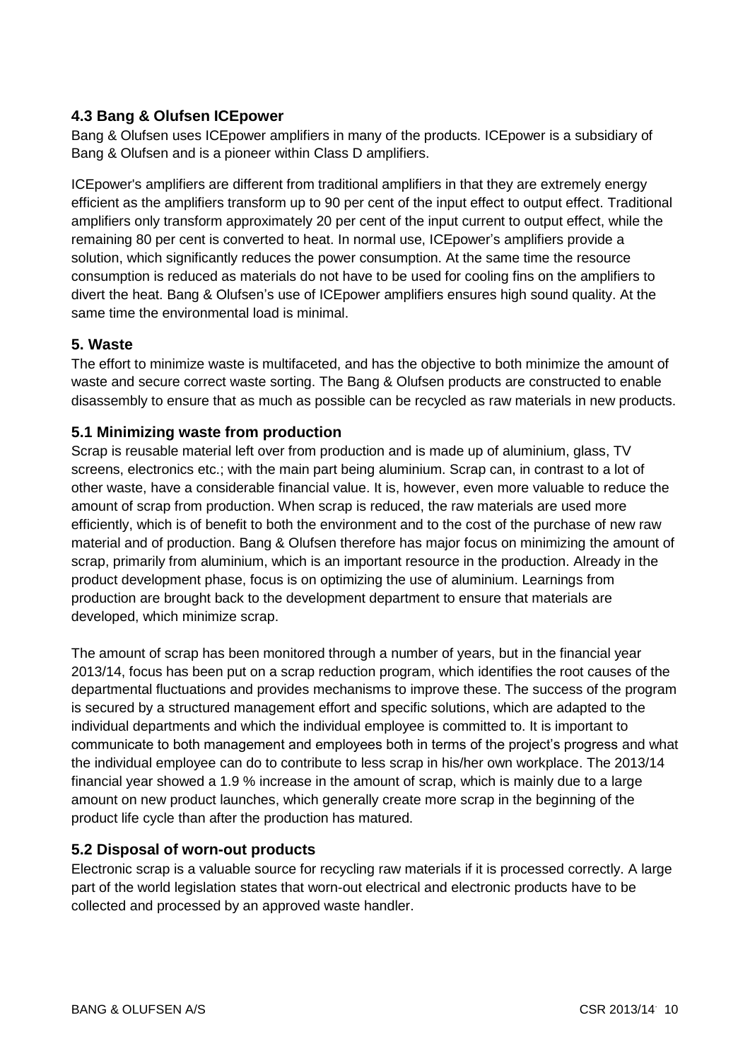### 4.3 Bang & Olufsen ICEpower

Bang & Olufsen uses ICEpower amplifiers in many of the products. ICEpower is a subsidiary of Bang & Olufsen and is a pioneer within Class D amplifiers.

ICEpower's amplifiers are different from traditional amplifiers in that they are extremely energy efficient as the amplifiers transform up to 90 per cent of the input effect to output effect. Traditional amplifiers only transform approximately 20 per cent of the input current to output effect, while the remaining 80 per cent is converted to heat. In normal use, ICEpower's amplifiers provide a solution, which significantly reduces the power consumption. At the same time the resource consumption is reduced as materials do not have to be used for cooling fins on the amplifiers to divert the heat. Bang & Olufsen's use of ICEpower amplifiers ensures high sound quality. At the same time the environmental load is minimal.

## 5. Waste

The effort to minimize waste is multifaceted, and has the objective to both minimize the amount of waste and secure correct waste sorting. The Bang & Olufsen products are constructed to enable disassembly to ensure that as much as possible can be recycled as raw materials in new products.

### 5.1 Minimizing waste from production

Scrap is reusable material left over from production and is made up of aluminium, glass, TV screens, electronics etc.; with the main part being aluminium. Scrap can, in contrast to a lot of other waste, have a considerable financial value. It is, however, even more valuable to reduce the amount of scrap from production. When scrap is reduced, the raw materials are used more efficiently, which is of benefit to both the environment and to the cost of the purchase of new raw material and of production. Bang & Olufsen therefore has major focus on minimizing the amount of scrap, primarily from aluminium, which is an important resource in the production. Already in the product development phase, focus is on optimizing the use of aluminium. Learnings from production are brought back to the development department to ensure that materials are developed, which minimize scrap.

The amount of scrap has been monitored through a number of years, but in the financial year 2013/14, focus has been put on a scrap reduction program, which identifies the root causes of the departmental fluctuations and provides mechanisms to improve these. The success of the program is secured by a structured management effort and specific solutions, which are adapted to the individual departments and which the individual employee is committed to. It is important to communicate to both management and employees both in terms of the project's progress and what the individual employee can do to contribute to less scrap in his/her own workplace. The 2013/14 financial year showed a 1.9 % increase in the amount of scrap, which is mainly due to a large amount on new product launches, which generally create more scrap in the beginning of the product life cycle than after the production has matured.

### 5.2 Disposal of worn-out products

Electronic scrap is a valuable source for recycling raw materials if it is processed correctly. A large part of the world legislation states that worn-out electrical and electronic products have to be collected and processed by an approved waste handler.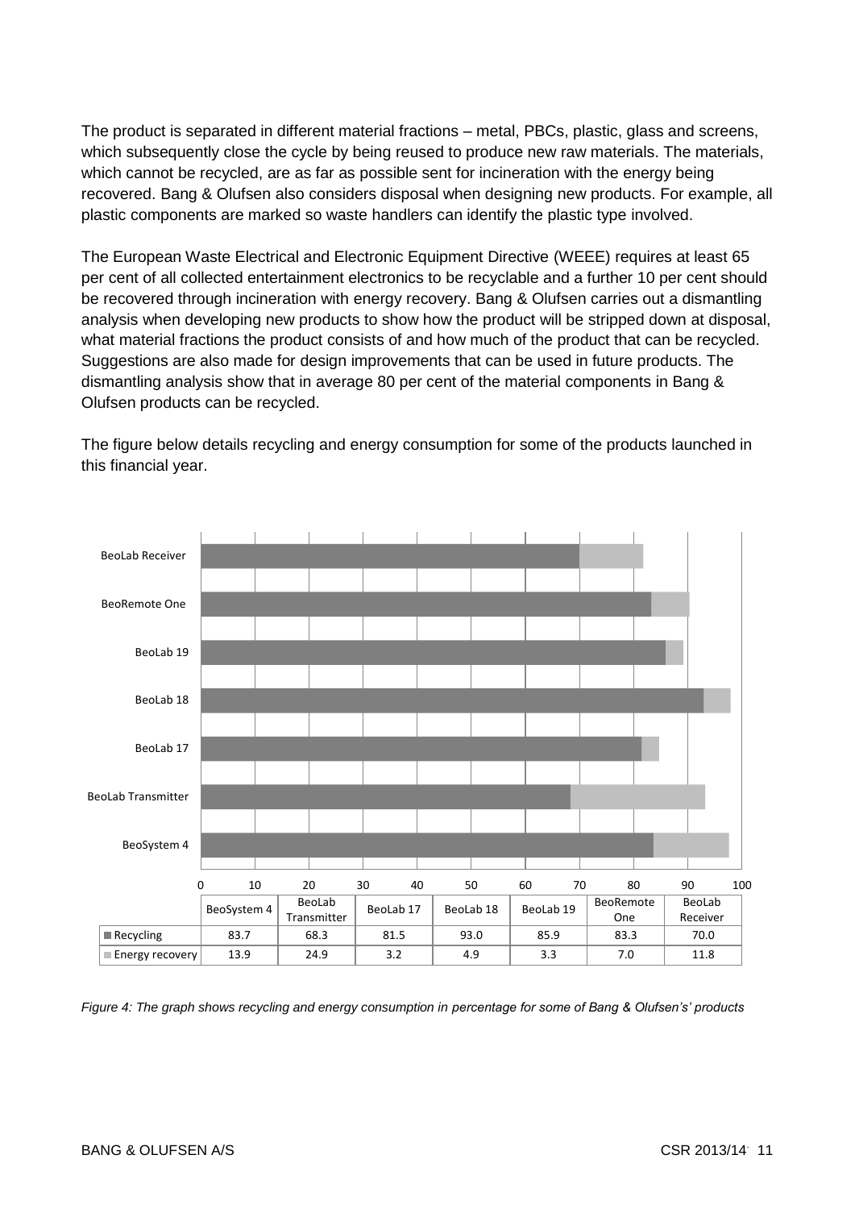The product is separated in different material fractions – metal, PBCs, plastic, glass and screens, which subsequently close the cycle by being reused to produce new raw materials. The materials, which cannot be recycled, are as far as possible sent for incineration with the energy being recovered. Bang & Olufsen also considers disposal when designing new products. For example, all plastic components are marked so waste handlers can identify the plastic type involved.

The European Waste Electrical and Electronic Equipment Directive (WEEE) requires at least 65 per cent of all collected entertainment electronics to be recyclable and a further 10 per cent should be recovered through incineration with energy recovery. Bang & Olufsen carries out a dismantling analysis when developing new products to show how the product will be stripped down at disposal, what material fractions the product consists of and how much of the product that can be recycled. Suggestions are also made for design improvements that can be used in future products. The dismantling analysis show that in average 80 per cent of the material components in Bang & Olufsen products can be recycled.

The figure below details recycling and energy consumption for some of the products launched in this financial year.

| | BeoSystem 4 | BeoLab Transmitter | BeoLab 17 | BeoLab 18 | BeoLab 19 | BeoRemote One | BeoLab Receiver |
|---|---|---|---|---|---|---|---|
| Recycling | 83.7 | 68.3 | 81.5 | 93.0 | 85.9 | 83.3 | 70.0 |
| Energy recovery | 13.9 | 24.9 | 3.2 | 4.9 | 3.3 | 7.0 | 11.8 |

*Figure 4: The graph shows recycling and energy consumption in percentage for some of Bang & Olufsen's' products*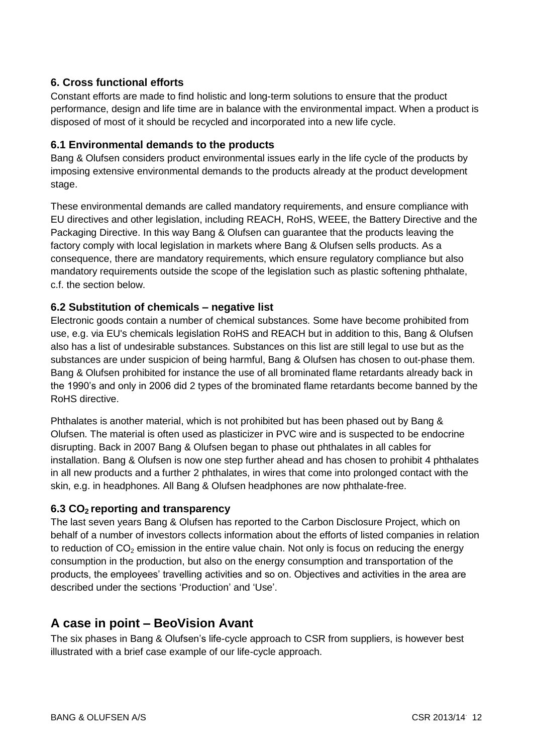### 6. Cross functional efforts

Constant efforts are made to find holistic and long-term solutions to ensure that the product performance, design and life time are in balance with the environmental impact. When a product is disposed of most of it should be recycled and incorporated into a new life cycle.

### 6.1 Environmental demands to the products

Bang & Olufsen considers product environmental issues early in the life cycle of the products by imposing extensive environmental demands to the products already at the product development stage.

These environmental demands are called mandatory requirements, and ensure compliance with EU directives and other legislation, including REACH, RoHS, WEEE, the Battery Directive and the Packaging Directive. In this way Bang & Olufsen can guarantee that the products leaving the factory comply with local legislation in markets where Bang & Olufsen sells products. As a consequence, there are mandatory requirements, which ensure regulatory compliance but also mandatory requirements outside the scope of the legislation such as plastic softening phthalate, c.f. the section below.

### 6.2 Substitution of chemicals – negative list

Electronic goods contain a number of chemical substances. Some have become prohibited from use, e.g. via EU's chemicals legislation RoHS and REACH but in addition to this, Bang & Olufsen also has a list of undesirable substances. Substances on this list are still legal to use but as the substances are under suspicion of being harmful, Bang & Olufsen has chosen to out-phase them. Bang & Olufsen prohibited for instance the use of all brominated flame retardants already back in the 1990's and only in 2006 did 2 types of the brominated flame retardants become banned by the RoHS directive.

Phthalates is another material, which is not prohibited but has been phased out by Bang & Olufsen. The material is often used as plasticizer in PVC wire and is suspected to be endocrine disrupting. Back in 2007 Bang & Olufsen began to phase out phthalates in all cables for installation. Bang & Olufsen is now one step further ahead and has chosen to prohibit 4 phthalates in all new products and a further 2 phthalates, in wires that come into prolonged contact with the skin, e.g. in headphones. All Bang & Olufsen headphones are now phthalate-free.

### 6.3 $CO_2$ reporting and transparency

The last seven years Bang & Olufsen has reported to the Carbon Disclosure Project, which on behalf of a number of investors collects information about the efforts of listed companies in relation to reduction of $CO_2$ emission in the entire value chain. Not only is focus on reducing the energy consumption in the production, but also on the energy consumption and transportation of the products, the employees' travelling activities and so on. Objectives and activities in the area are described under the sections 'Production' and 'Use'.

## A case in point – BeoVision Avant

The six phases in Bang & Olufsen's life-cycle approach to CSR from suppliers, is however best illustrated with a brief case example of our life-cycle approach.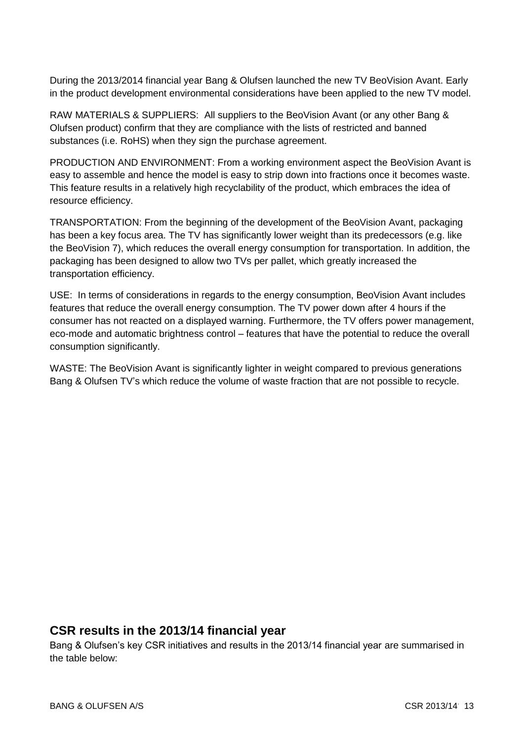During the 2013/2014 financial year Bang & Olufsen launched the new TV BeoVision Avant. Early in the product development environmental considerations have been applied to the new TV model.

RAW MATERIALS & SUPPLIERS: All suppliers to the BeoVision Avant (or any other Bang & Olufsen product) confirm that they are compliance with the lists of restricted and banned substances (i.e. RoHS) when they sign the purchase agreement.

PRODUCTION AND ENVIRONMENT: From a working environment aspect the BeoVision Avant is easy to assemble and hence the model is easy to strip down into fractions once it becomes waste. This feature results in a relatively high recyclability of the product, which embraces the idea of resource efficiency.

TRANSPORTATION: From the beginning of the development of the BeoVision Avant, packaging has been a key focus area. The TV has significantly lower weight than its predecessors (e.g. like the BeoVision 7), which reduces the overall energy consumption for transportation. In addition, the packaging has been designed to allow two TVs per pallet, which greatly increased the transportation efficiency.

USE: In terms of considerations in regards to the energy consumption, BeoVision Avant includes features that reduce the overall energy consumption. The TV power down after 4 hours if the consumer has not reacted on a displayed warning. Furthermore, the TV offers power management, eco-mode and automatic brightness control – features that have the potential to reduce the overall consumption significantly.

WASTE: The BeoVision Avant is significantly lighter in weight compared to previous generations Bang & Olufsen TV's which reduce the volume of waste fraction that are not possible to recycle.

## CSR results in the 2013/14 financial year

Bang & Olufsen's key CSR initiatives and results in the 2013/14 financial year are summarised in the table below: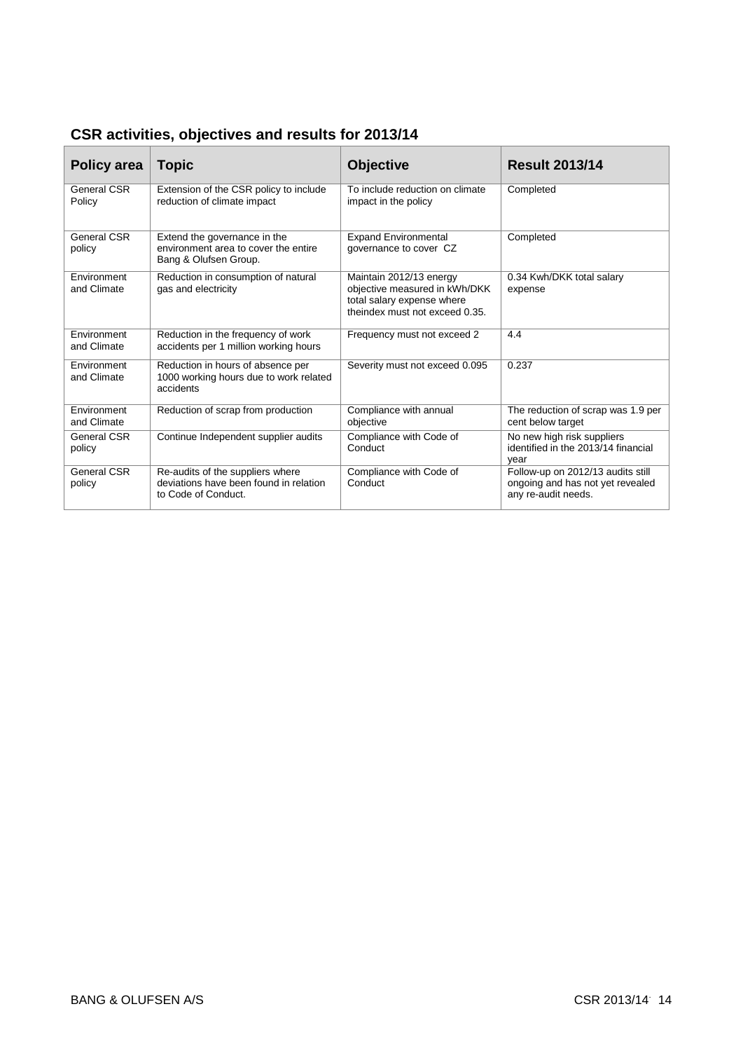## CSR activities, objectives and results for 2013/14

| Policy area | Topic | Objective | Result 2013/14 |
|---|---|---|---|
| General CSR Policy | Extension of the CSR policy to include reduction of climate impact | To include reduction on climate impact in the policy | Completed |
| General CSR policy | Extend the governance in the environment area to cover the entire Bang & Olufsen Group. | Expand Environmental governance to cover CZ | Completed |
| Environment and Climate | Reduction in consumption of natural gas and electricity | Maintain 2012/13 energy objective measured in kWh/DKK total salary expense where theindex must not exceed 0.35. | 0.34 Kwh/DKK total salary expense |
| Environment and Climate | Reduction in the frequency of work accidents per 1 million working hours | Frequency must not exceed 2 | 4.4 |
| Environment and Climate | Reduction in hours of absence per 1000 working hours due to work related accidents | Severity must not exceed 0.095 | 0.237 |
| Environment and Climate | Reduction of scrap from production | Compliance with annual objective | The reduction of scrap was 1.9 per cent below target |
| General CSR policy | Continue Independent supplier audits | Compliance with Code of Conduct | No new high risk suppliers identified in the 2013/14 financial year |
| General CSR policy | Re-audits of the suppliers where deviations have been found in relation to Code of Conduct. | Compliance with Code of Conduct | Follow-up on 2012/13 audits still ongoing and has not yet revealed any re-audit needs. |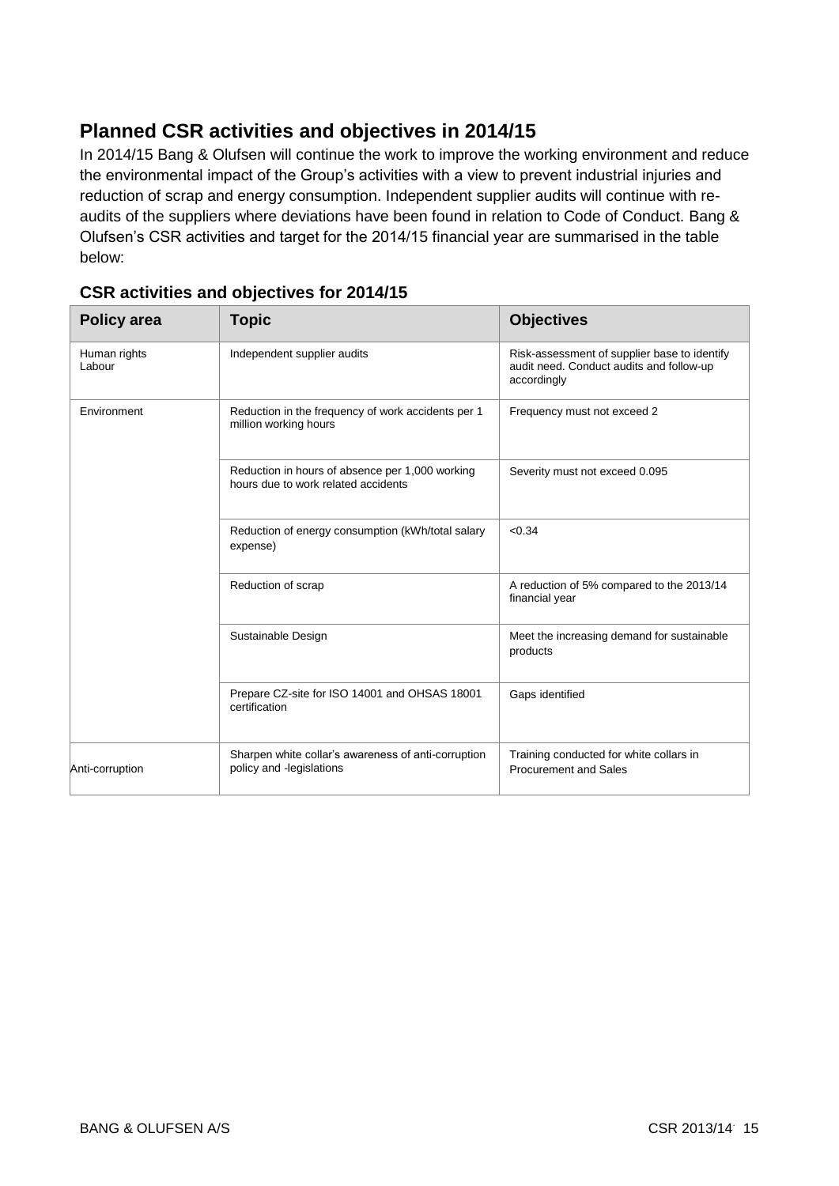## Planned CSR activities and objectives in 2014/15

In 2014/15 Bang & Olufsen will continue the work to improve the working environment and reduce the environmental impact of the Group's activities with a view to prevent industrial injuries and reduction of scrap and energy consumption. Independent supplier audits will continue with re-audits of the suppliers where deviations have been found in relation to Code of Conduct. Bang & Olufsen's CSR activities and target for the 2014/15 financial year are summarised in the table below:

### CSR activities and objectives for 2014/15

| Policy area | Topic | Objectives |
|---|---|---|
| Human rights<br>Labour | Independent supplier audits | Risk-assessment of supplier base to identify audit need. Conduct audits and follow-up accordingly |
| Environment | Reduction in the frequency of work accidents per 1 million working hours | Frequency must not exceed 2 |
| | Reduction in hours of absence per 1,000 working hours due to work related accidents | Severity must not exceed 0.095 |
| | Reduction of energy consumption (kWh/total salary expense) | <0.34 |
| | Reduction of scrap | A reduction of 5% compared to the 2013/14 financial year |
| | Sustainable Design | Meet the increasing demand for sustainable products |
| | Prepare CZ-site for ISO 14001 and OHSAS 18001 certification | Gaps identified |
| Anti-corruption | Sharpen white collar's awareness of anti-corruption policy and -legislations | Training conducted for white collars in Procurement and Sales |